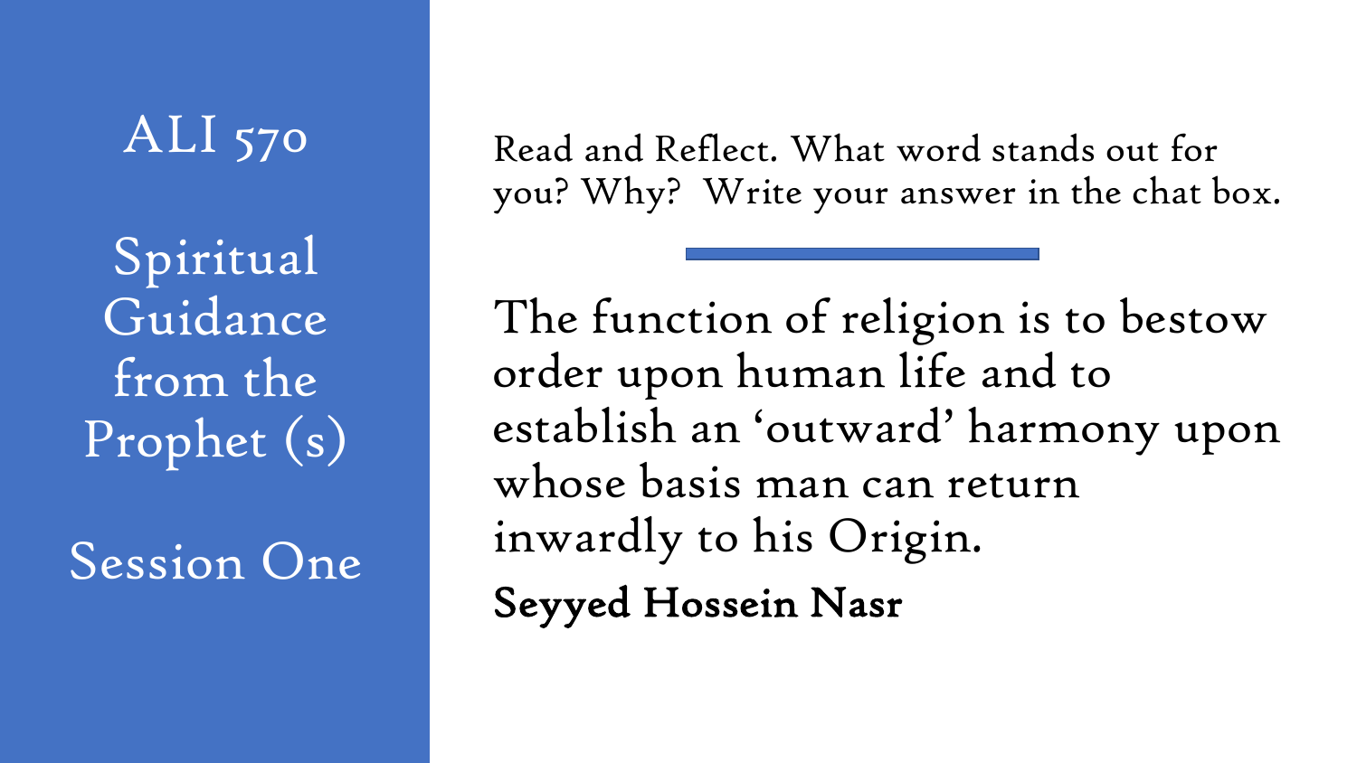# ALI 570

## Spiritual Guidance from the Prophet (s)

## Session One

Read and Reflect. What word stands out for you? Why? Write your answer in the chat box.

The function of religion is to bestow order upon human life and to establish an 'outward' harmony upon whose basis man can return inwardly to his Origin.

**Seyyed Hossein Nasr**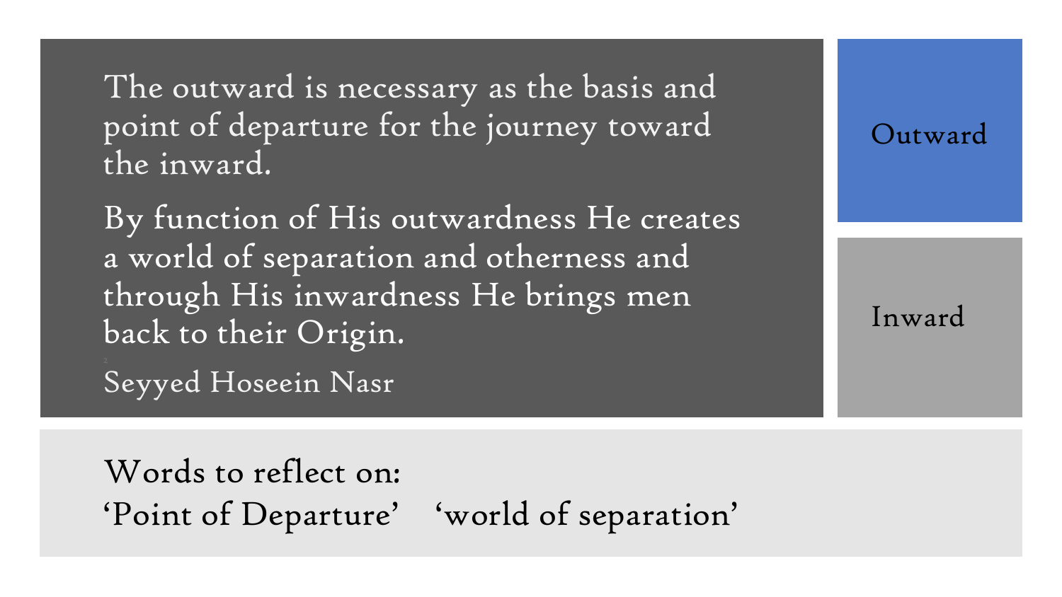The outward is necessary as the basis and point of departure for the journey toward the inward.

By function of His outwardness He creates a world of separation and otherness and through His inwardness He brings men back to their Origin.

Seyyed Hoseein Nasr

Outward

Inward

Words to reflect on:

'Point of Departure'   'world of separation'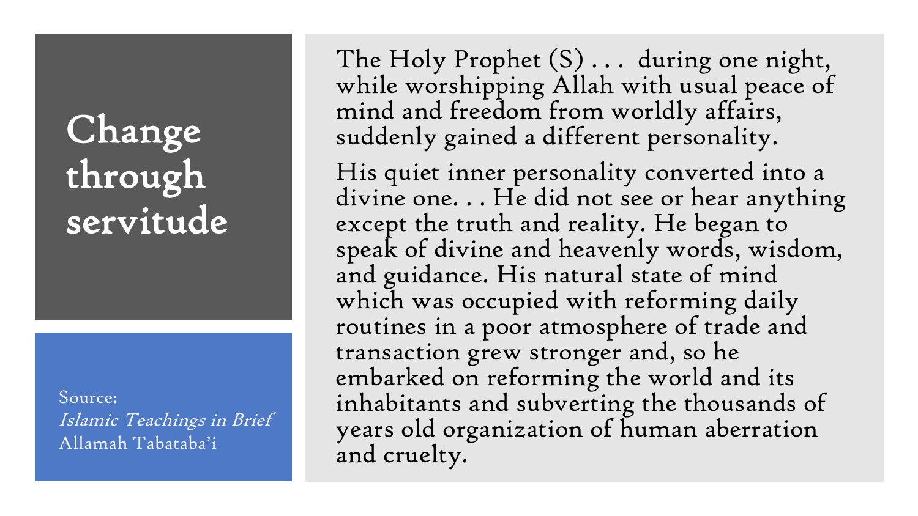# Change through servitude

Source:
*Islamic Teachings in Brief*
Allamah Tabataba'i

The Holy Prophet (S) . . . during one night, while worshipping Allah with usual peace of mind and freedom from worldly affairs, suddenly gained a different personality.

His quiet inner personality converted into a divine one. . . He did not see or hear anything except the truth and reality. He began to speak of divine and heavenly words, wisdom, and guidance. His natural state of mind which was occupied with reforming daily routines in a poor atmosphere of trade and transaction grew stronger and, so he embarked on reforming the world and its inhabitants and subverting the thousands of years old organization of human aberration and cruelty.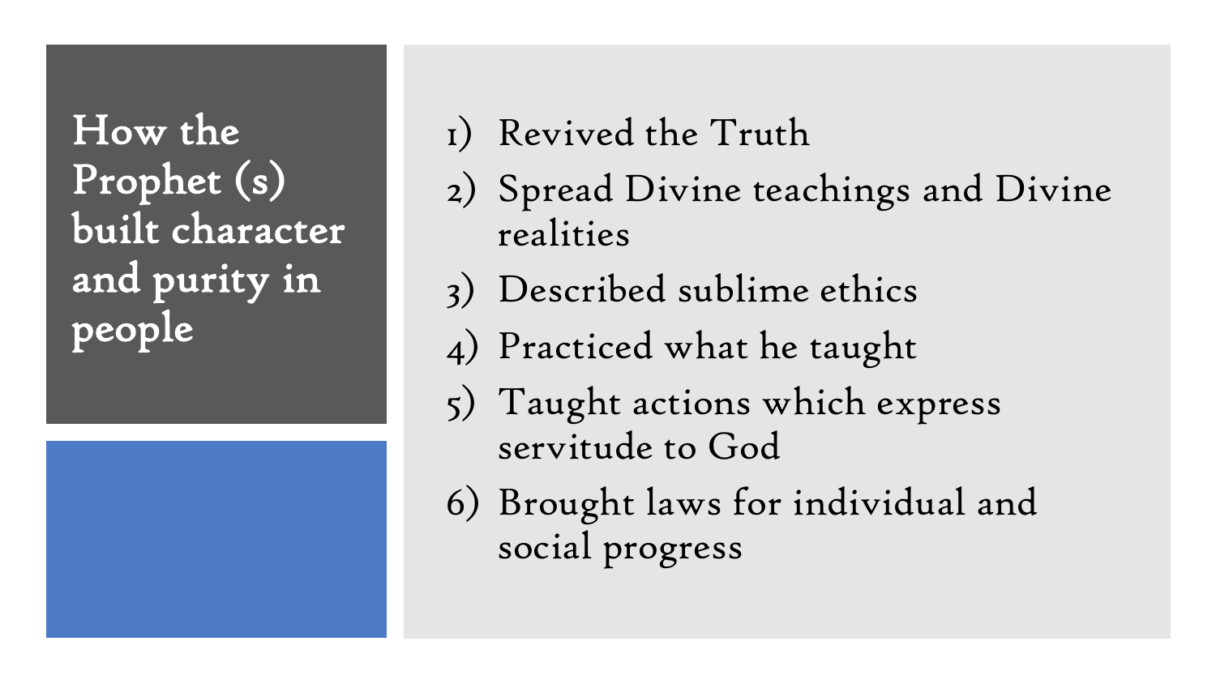## How the Prophet (s) built character and purity in people

1) Revived the Truth
2) Spread Divine teachings and Divine realities
3) Described sublime ethics
4) Practiced what he taught
5) Taught actions which express servitude to God
6) Brought laws for individual and social progress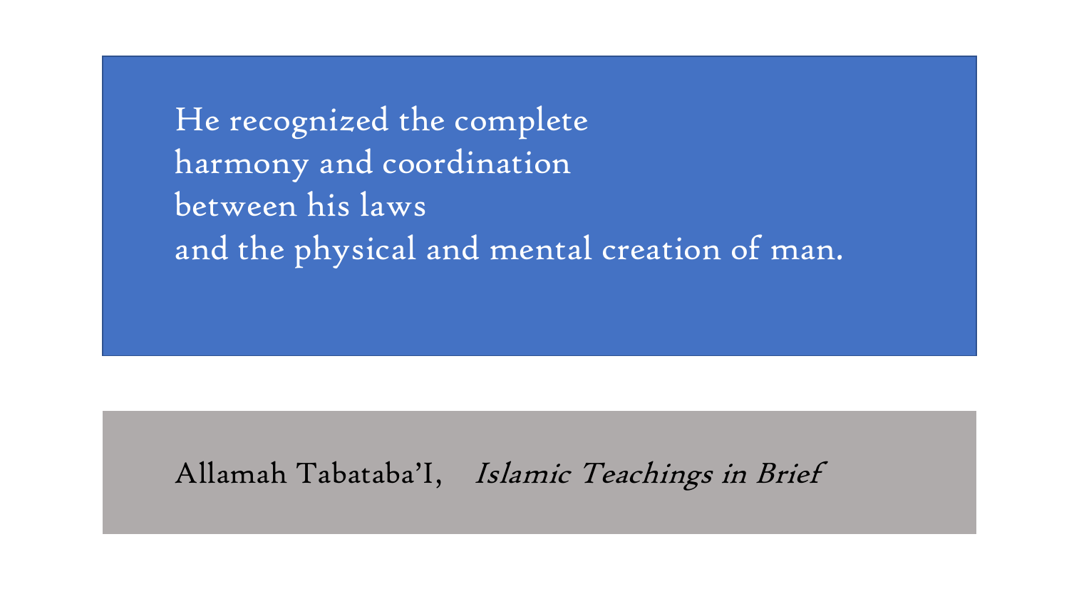He recognized the complete
harmony and coordination
between his laws
and the physical and mental creation of man.

Allamah Tabataba'I, *Islamic Teachings in Brief*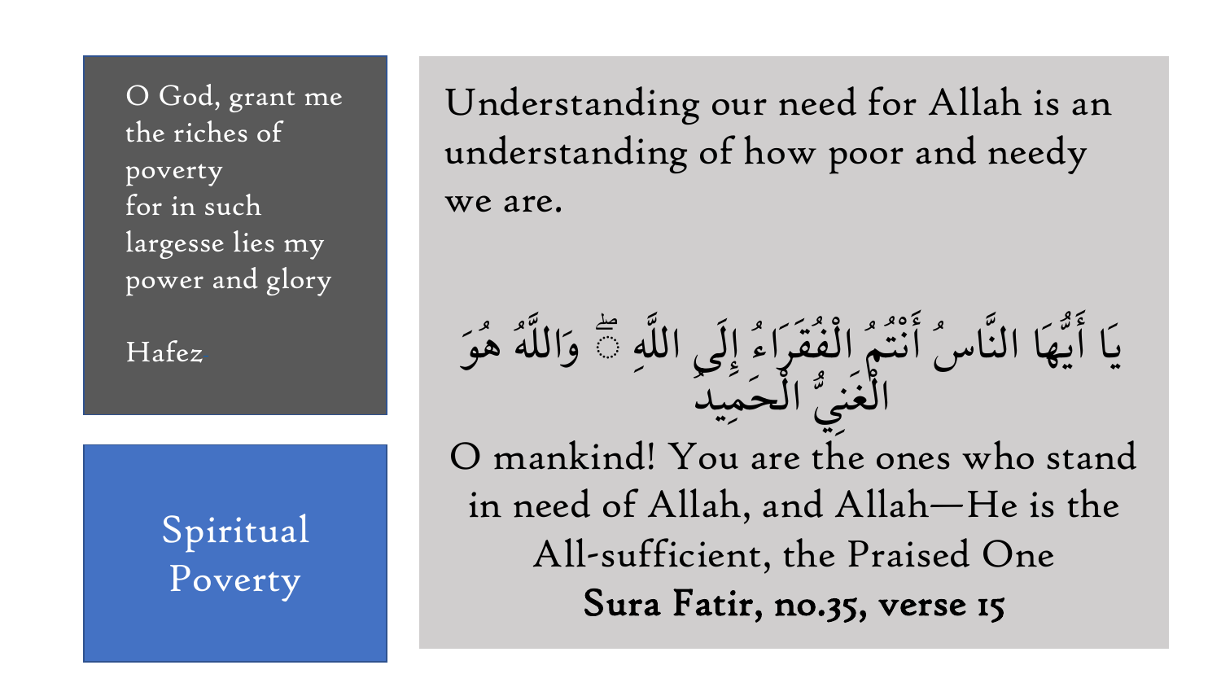## Spiritual Poverty

O God, grant me
the riches of
poverty
for in such
largesse lies my
power and glory

Hafez

Understanding our need for Allah is an understanding of how poor and needy we are.

يَا أَيُّهَا النَّاسُ أَنْتُمُ الْفُقَرَاءُ إِلَى اللَّهِ ۖ وَاللَّهُ هُوَ الْغَنِيُّ الْحَمِيدُ

O mankind! You are the ones who stand in need of Allah, and Allah—He is the All-sufficient, the Praised One

**Sura Fatir, no.35, verse 15**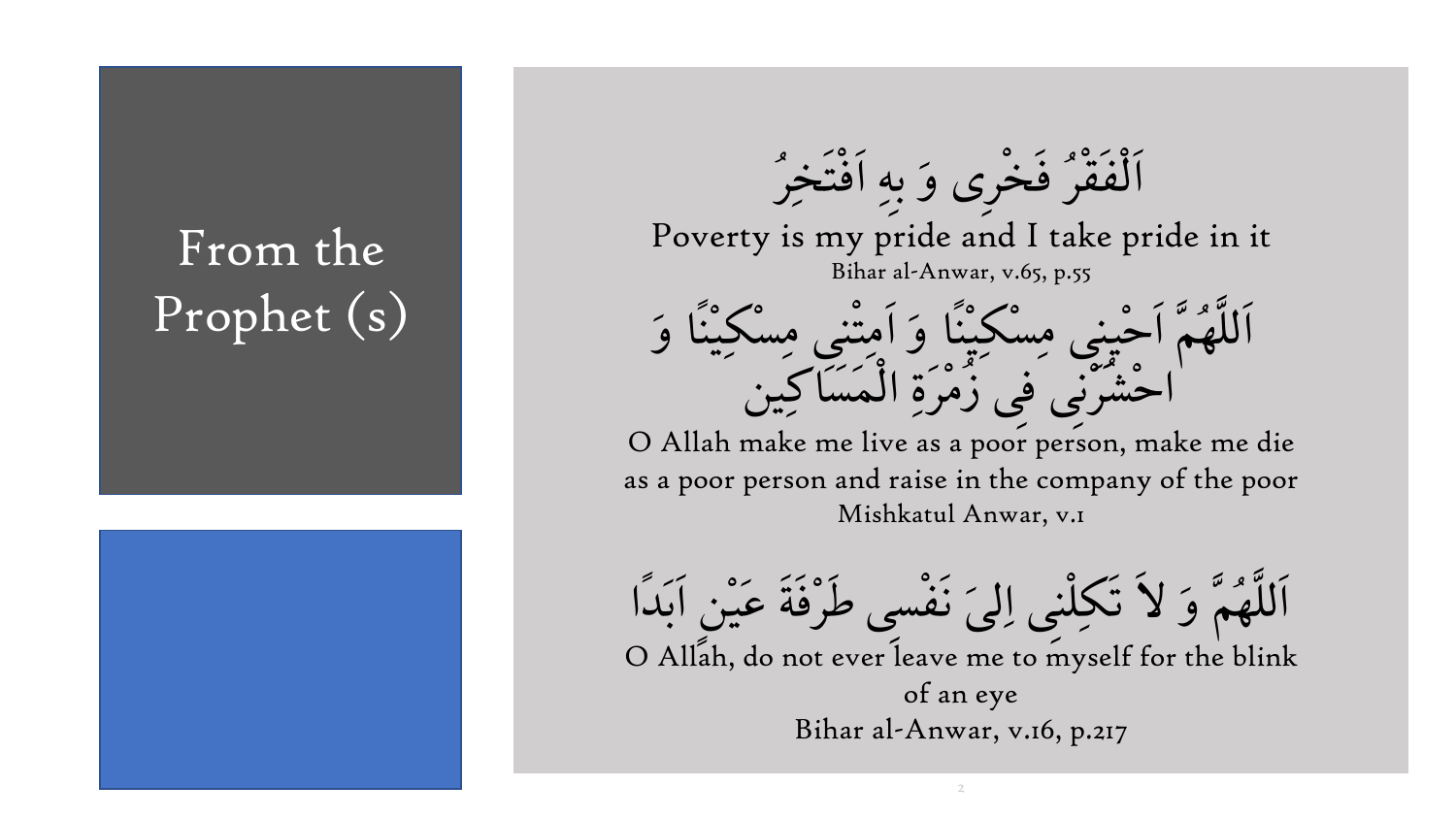# From the Prophet (s)

اَلْفَقْرُ فَخرِی وَ بِهِ اَفْتَخِرُ

Poverty is my pride and I take pride in it

Bihar al-Anwar, v.65, p.55

اَللَّهُمَّ اَحْيِنِی مِسْكِيْنًا وَ اَمِتْنِی مِسْكِيْنًا وَ احْشُرْنِی فِی زُمْرَةِ الْمَسَاكِين

O Allah make me live as a poor person, make me die as a poor person and raise in the company of the poor

Mishkatul Anwar, v.1

اَللَّهُمَّ وَ لاَ تَكِلْنِی اِلىَ نَفْسی طَرْفَةَ عَيْنٍ اَبَدًا

O Allah, do not ever leave me to myself for the blink of an eye

Bihar al-Anwar, v.16, p.217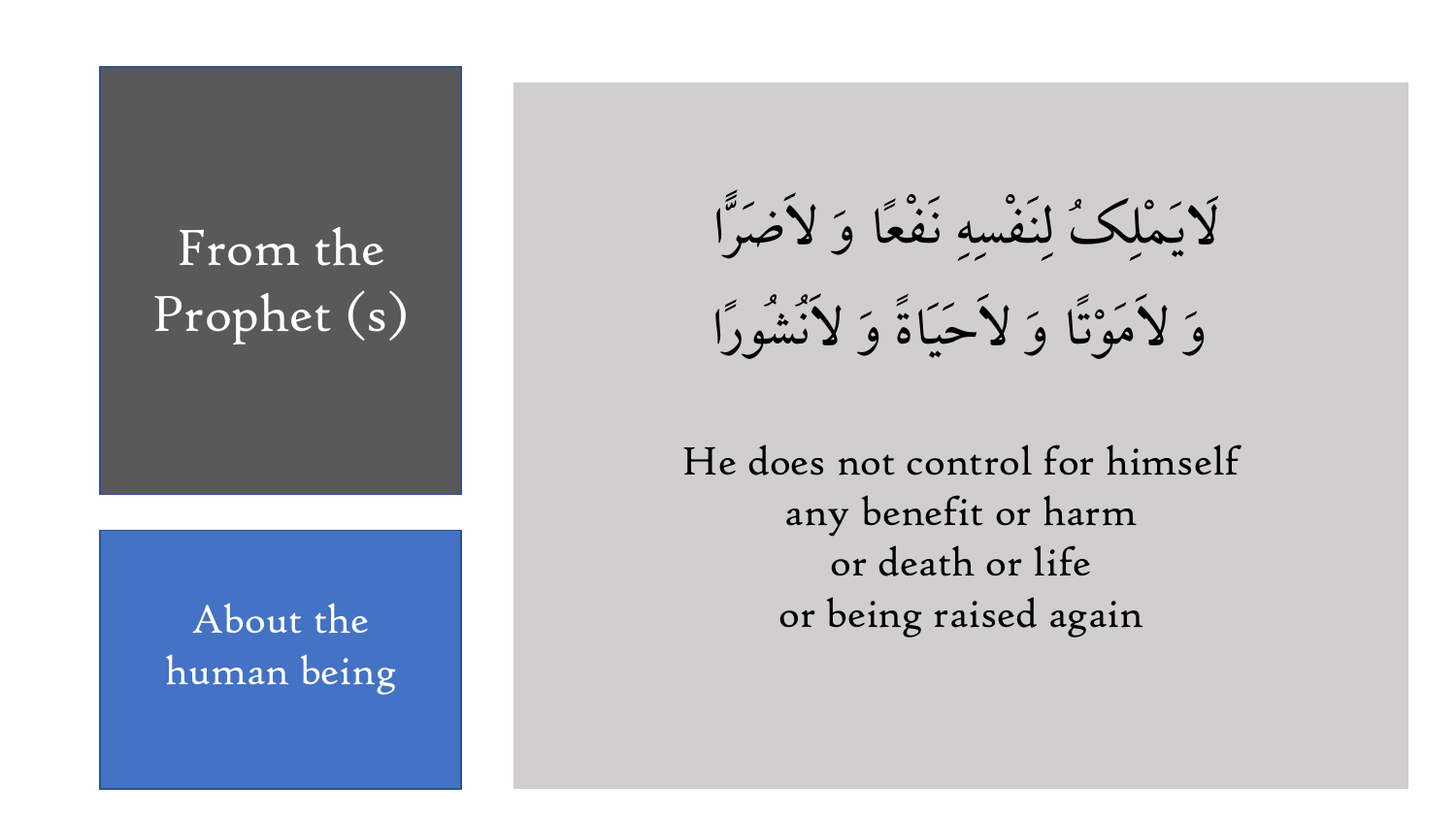## From the Prophet (s)

### About the human being

لَايَمْلِکُ لِنَفْسِهِ نَفْعًا وَ لاَضَرًّا
وَ لاَمَوْتًا وَ لاَحَيَاةً وَ لاَنُشُورًا

He does not control for himself
any benefit or harm
or death or life
or being raised again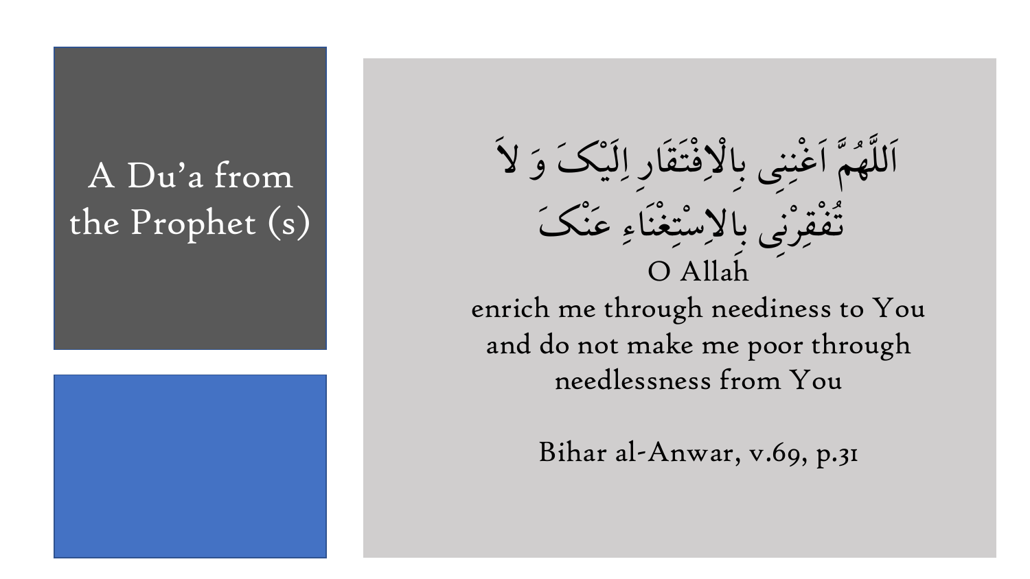# A Du'a from theProphet (s)

اَللَّهُمَّ اَغْنِنِی بِالْاِفْتَقَارِ اِلَیْکَ وَ لاَ تُفْقِرْنِی بِالاِسْتِغْنَاءِ عَنْکَ

O Allah
enrich me through neediness to You
and do not make me poor through needlessness from You

Bihar al-Anwar, v.69, p.31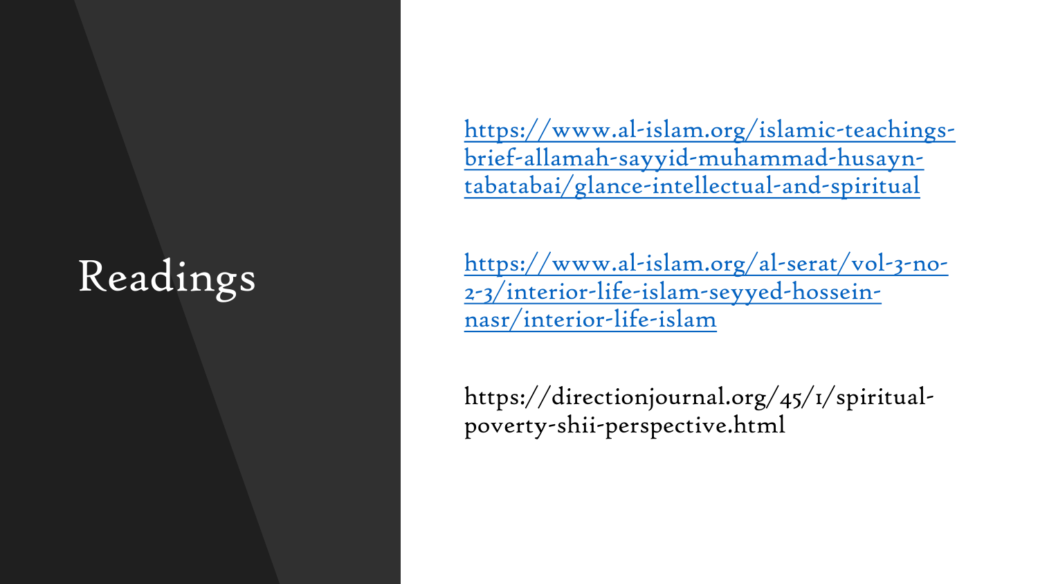# Readings

https://www.al-islam.org/islamic-teachings-brief-allamah-sayyid-muhammad-husayn-tabatabai/glance-intellectual-and-spiritual

https://www.al-islam.org/al-serat/vol-3-no-2-3/interior-life-islam-seyyed-hossein-nasr/interior-life-islam

https://directionjournal.org/45/1/spiritual-poverty-shii-perspective.html